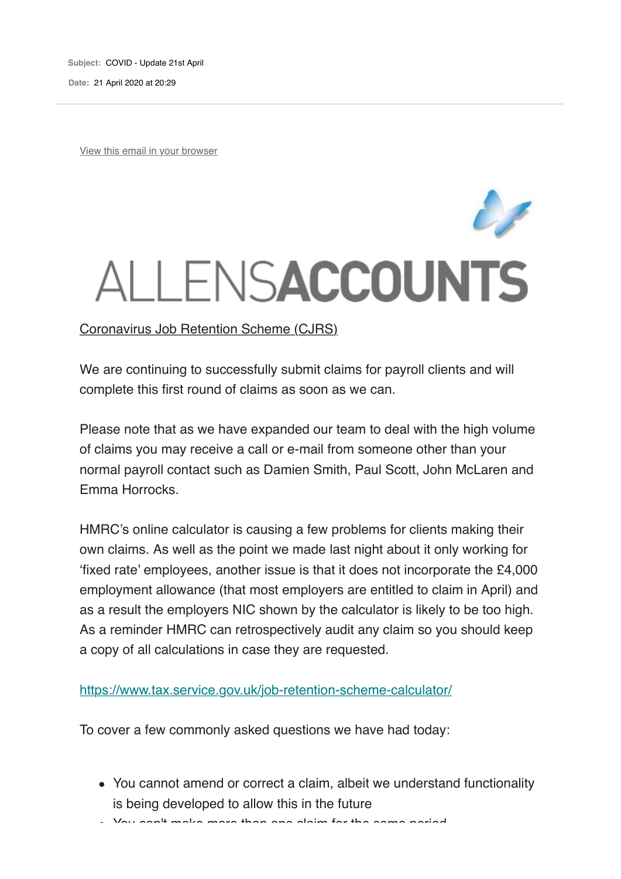**Subject:** COVID - Update 21st April

**Date:** 21 April 2020 at 20:29

View this email in your browser

# ALLENSACCOUNTS

## Coronavirus Job Retention Scheme (CJRS)

We are continuing to successfully submit claims for payroll clients and will complete this first round of claims as soon as we can.

Please note that as we have expanded our team to deal with the high volume of claims you may receive a call or e-mail from someone other than your normal payroll contact such as Damien Smith, Paul Scott, John McLaren and Emma Horrocks.

HMRC's online calculator is causing a few problems for clients making their own claims. As well as the point we made last night about it only working for 'fixed rate' employees, another issue is that it does not incorporate the £4,000 employment allowance (that most employers are entitled to claim in April) and as a result the employers NIC shown by the calculator is likely to be too high. As a reminder HMRC can retrospectively audit any claim so you should keep a copy of all calculations in case they are requested.

https://www.tax.service.gov.uk/job-retention-scheme-calculator/

To cover a few commonly asked questions we have had today:

- You cannot amend or correct a claim, albeit we understand functionality is being developed to allow this in the future
- You can't make more than one claim for the same period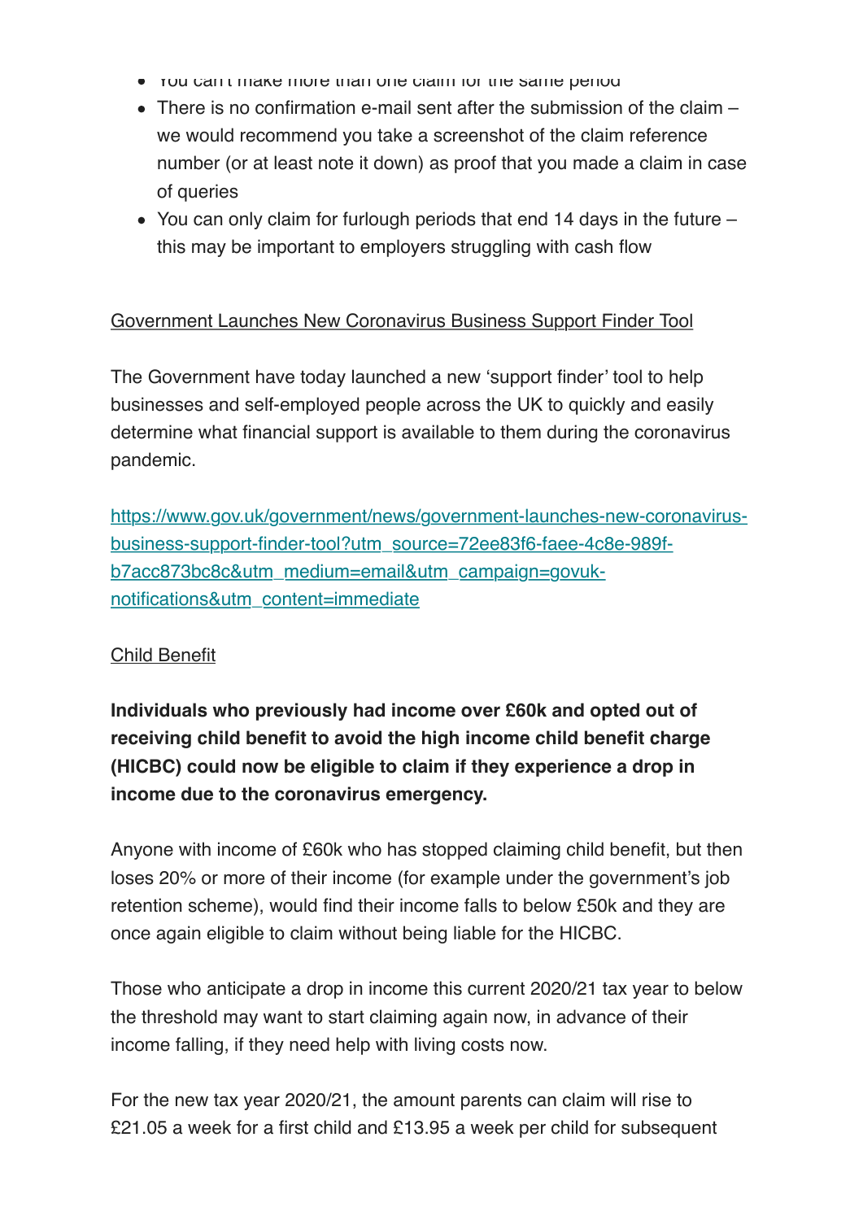- You can't make more than one claim for the same period
- There is no confirmation e-mail sent after the submission of the claim – we would recommend you take a screenshot of the claim reference number (or at least note it down) as proof that you made a claim in case of queries
- You can only claim for furlough periods that end 14 days in the future – this may be important to employers struggling with cash flow

Government Launches New Coronavirus Business Support Finder Tool

The Government have today launched a new 'support finder' tool to help businesses and self-employed people across the UK to quickly and easily determine what financial support is available to them during the coronavirus pandemic.

https://www.gov.uk/government/news/government-launches-new-coronavirus-business-support-finder-tool?utm_source=72ee83f6-faee-4c8e-989f-b7acc873bc8c&utm_medium=email&utm_campaign=govuk-notifications&utm_content=immediate

Child Benefit

**Individuals who previously had income over £60k and opted out of receiving child benefit to avoid the high income child benefit charge (HICBC) could now be eligible to claim if they experience a drop in income due to the coronavirus emergency.**

Anyone with income of £60k who has stopped claiming child benefit, but then loses 20% or more of their income (for example under the government's job retention scheme), would find their income falls to below £50k and they are once again eligible to claim without being liable for the HICBC.

Those who anticipate a drop in income this current 2020/21 tax year to below the threshold may want to start claiming again now, in advance of their income falling, if they need help with living costs now.

For the new tax year 2020/21, the amount parents can claim will rise to £21.05 a week for a first child and £13.95 a week per child for subsequent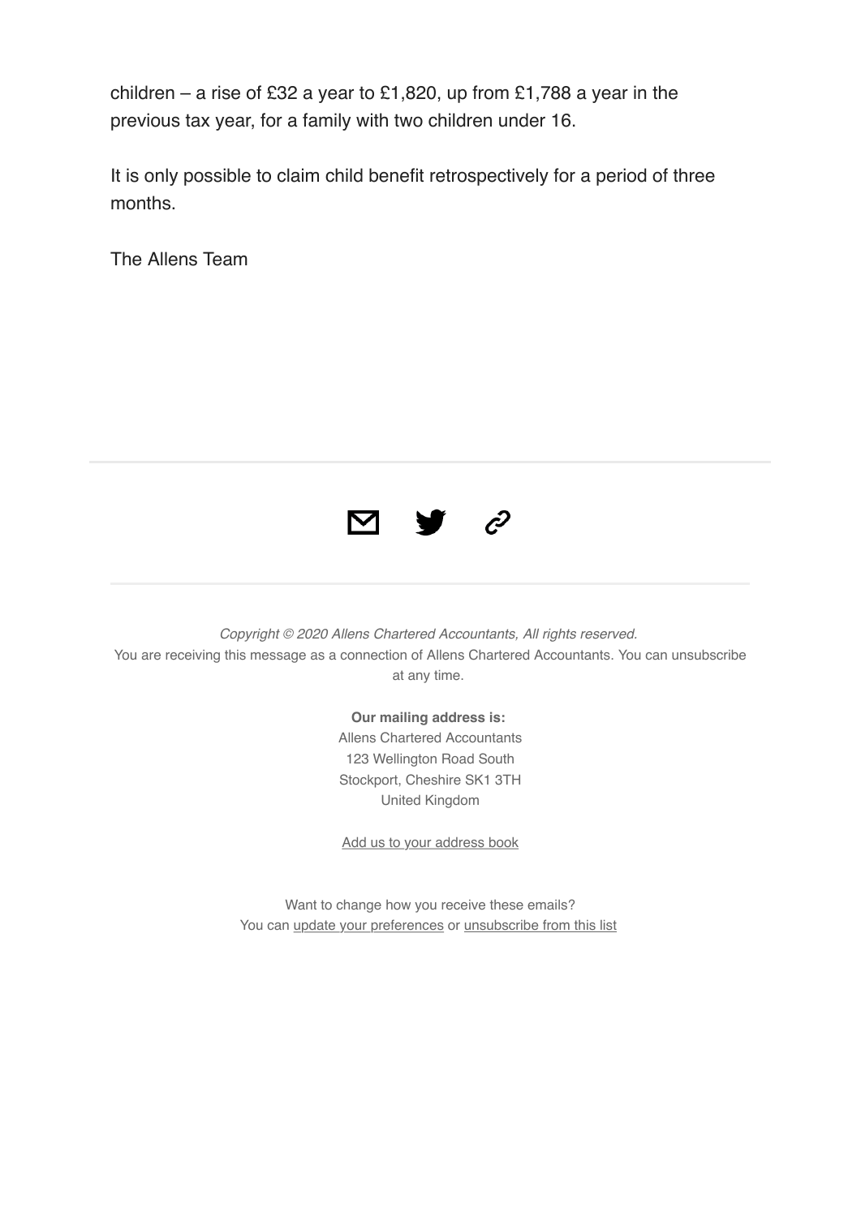children – a rise of £32 a year to £1,820, up from £1,788 a year in the previous tax year, for a family with two children under 16.

It is only possible to claim child benefit retrospectively for a period of three months.

The Allens Team

---

*Copyright © 2020 Allens Chartered Accountants, All rights reserved.*
You are receiving this message as a connection of Allens Chartered Accountants. You can unsubscribe at any time.

**Our mailing address is:**
Allens Chartered Accountants
123 Wellington Road South
Stockport, Cheshire SK1 3TH
United Kingdom

Add us to your address book

Want to change how you receive these emails?
You can update your preferences or unsubscribe from this list